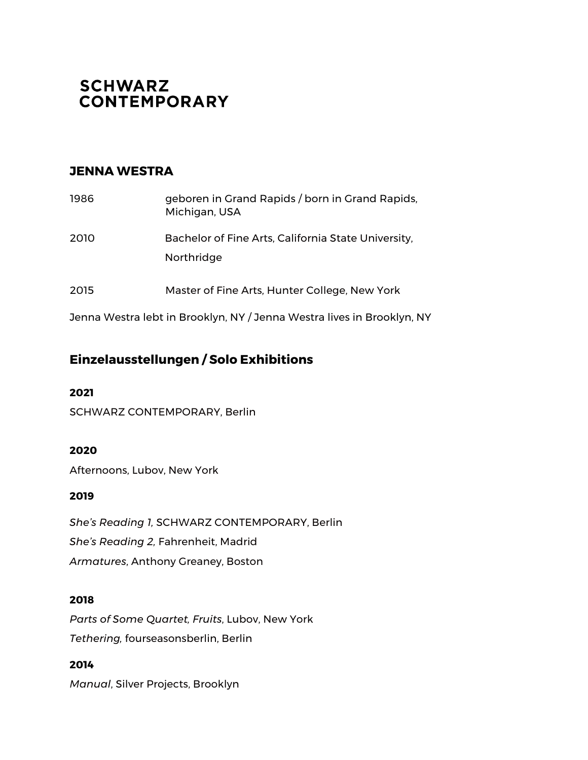**SCHWARZ CONTEMPORARY**

## JENNA WESTRA

| | |
|---|---|
| 1986 | geboren in Grand Rapids / born in Grand Rapids, Michigan, USA |
| 2010 | Bachelor of Fine Arts, California State University, Northridge |
| 2015 | Master of Fine Arts, Hunter College, New York |

Jenna Westra lebt in Brooklyn, NY / Jenna Westra lives in Brooklyn, NY

## Einzelausstellungen / Solo Exhibitions

**2021**

SCHWARZ CONTEMPORARY, Berlin

**2020**

Afternoons, Lubov, New York

**2019**

*She's Reading 1,* SCHWARZ CONTEMPORARY, Berlin

*She's Reading 2,* Fahrenheit, Madrid

*Armatures*, Anthony Greaney, Boston

**2018**

*Parts of Some Quartet, Fruits*, Lubov, New York

*Tethering,* fourseasonsberlin, Berlin

**2014**

*Manual*, Silver Projects, Brooklyn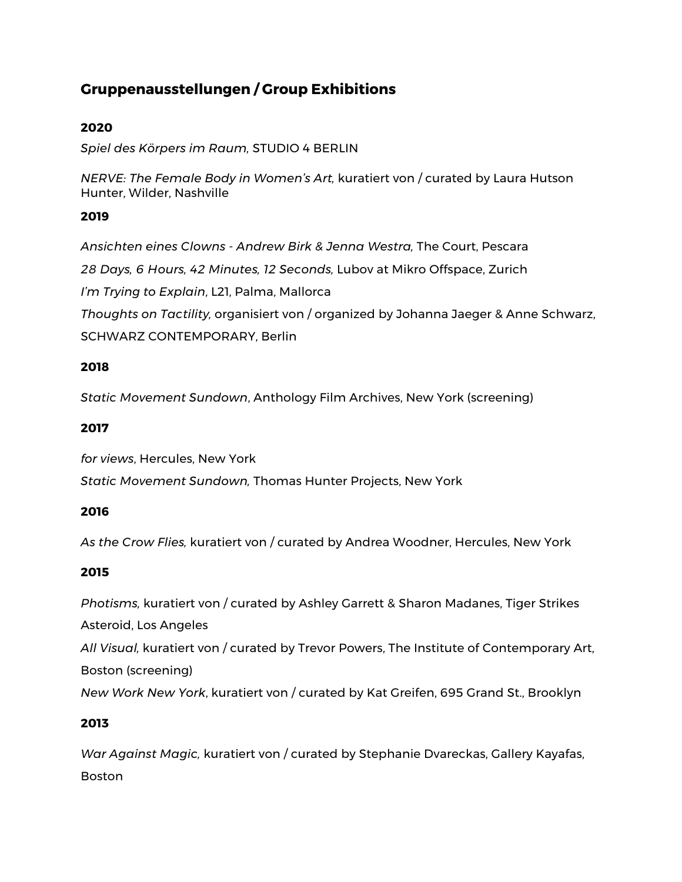## Gruppenausstellungen / Group Exhibitions

**2020**

*Spiel des Körpers im Raum,* STUDIO 4 BERLIN

*NERVE: The Female Body in Women's Art,* kuratiert von / curated by Laura Hutson Hunter, Wilder, Nashville

**2019**

*Ansichten eines Clowns - Andrew Birk & Jenna Westra,* The Court, Pescara

*28 Days, 6 Hours, 42 Minutes, 12 Seconds,* Lubov at Mikro Offspace, Zurich

*I'm Trying to Explain*, L21, Palma, Mallorca

*Thoughts on Tactility,* organisiert von / organized by Johanna Jaeger & Anne Schwarz, SCHWARZ CONTEMPORARY, Berlin

**2018**

*Static Movement Sundown*, Anthology Film Archives, New York (screening)

**2017**

*for views*, Hercules, New York

*Static Movement Sundown,* Thomas Hunter Projects, New York

**2016**

*As the Crow Flies,* kuratiert von / curated by Andrea Woodner, Hercules, New York

**2015**

*Photisms,* kuratiert von / curated by Ashley Garrett & Sharon Madanes, Tiger Strikes Asteroid, Los Angeles

*All Visual,* kuratiert von / curated by Trevor Powers, The Institute of Contemporary Art, Boston (screening)

*New Work New York*, kuratiert von / curated by Kat Greifen, 695 Grand St., Brooklyn

**2013**

*War Against Magic,* kuratiert von / curated by Stephanie Dvareckas, Gallery Kayafas, Boston